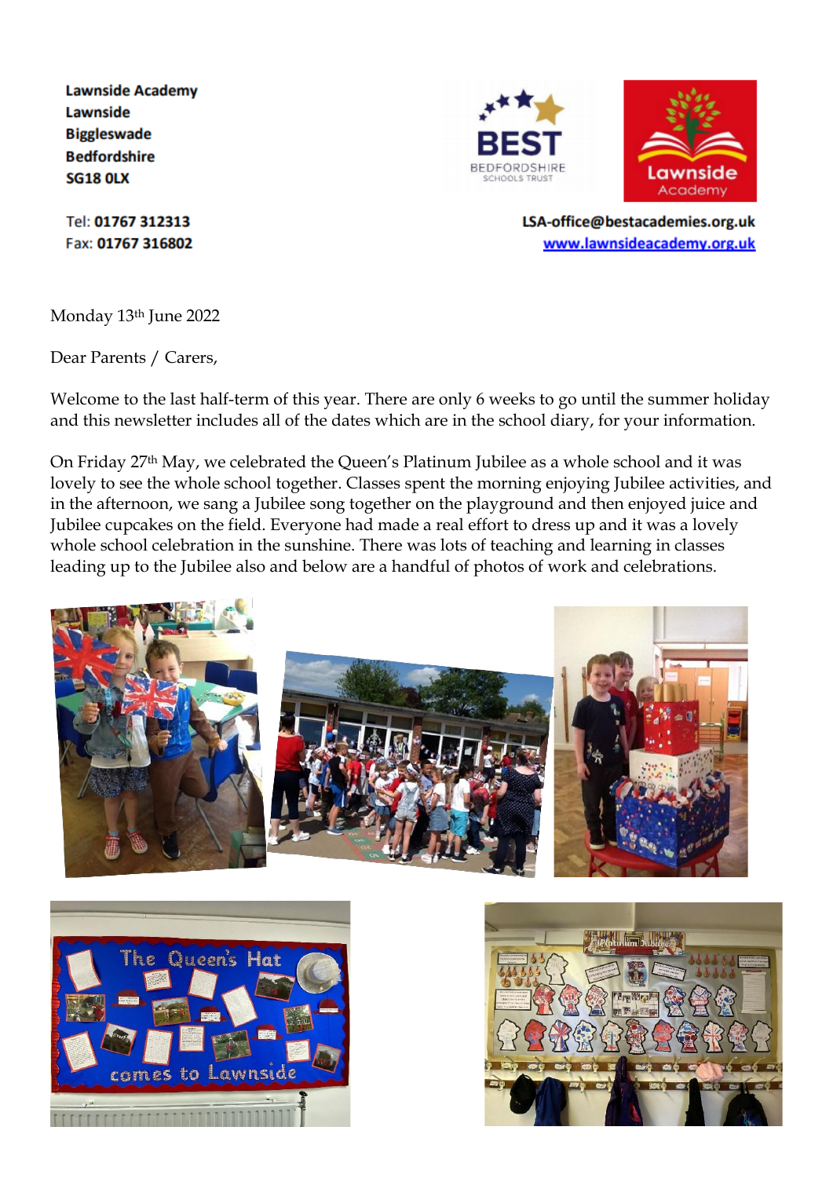**Lawnside Academy**
**Lawnside**
**Biggleswade**
**Bedfordshire**
**SG18 0LX**

Tel: **01767 312313**
Fax: **01767 316802**

**LSA-office@bestacademies.org.uk**
**www.lawnsideacademy.org.uk**

Monday 13th June 2022

Dear Parents / Carers,

Welcome to the last half-term of this year. There are only 6 weeks to go until the summer holiday and this newsletter includes all of the dates which are in the school diary, for your information.

On Friday 27th May, we celebrated the Queen's Platinum Jubilee as a whole school and it was lovely to see the whole school together. Classes spent the morning enjoying Jubilee activities, and in the afternoon, we sang a Jubilee song together on the playground and then enjoyed juice and Jubilee cupcakes on the field. Everyone had made a real effort to dress up and it was a lovely whole school celebration in the sunshine. There was lots of teaching and learning in classes leading up to the Jubilee also and below are a handful of photos of work and celebrations.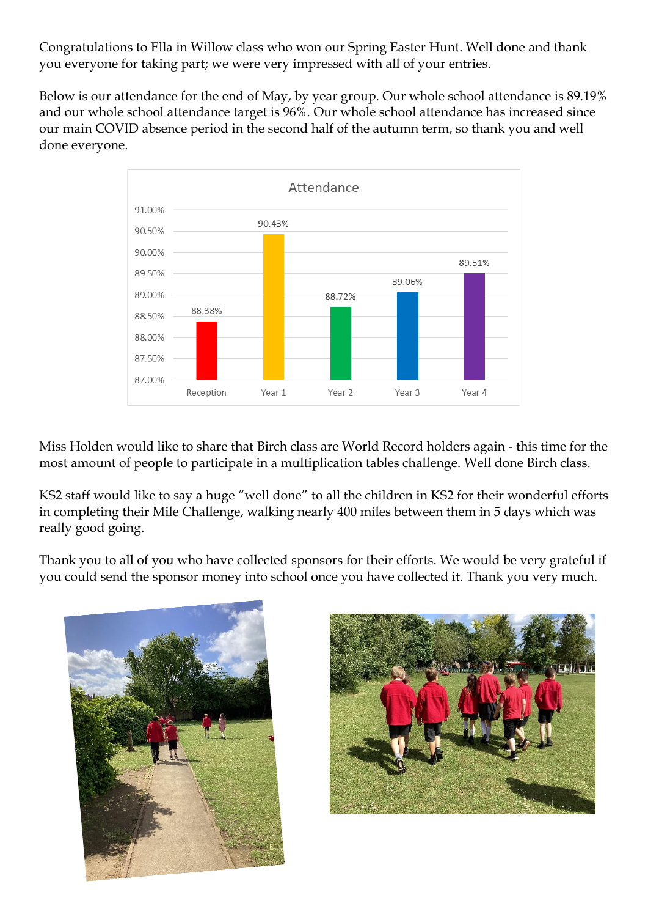Congratulations to Ella in Willow class who won our Spring Easter Hunt. Well done and thank you everyone for taking part; we were very impressed with all of your entries.

Below is our attendance for the end of May, by year group. Our whole school attendance is 89.19% and our whole school attendance target is 96%. Our whole school attendance has increased since our main COVID absence period in the second half of the autumn term, so thank you and well done everyone.

**Attendance**

| Year group | Attendance |
|---|---|
| Reception | 88.38% |
| Year 1 | 90.43% |
| Year 2 | 88.72% |
| Year 3 | 89.06% |
| Year 4 | 89.51% |

Miss Holden would like to share that Birch class are World Record holders again - this time for the most amount of people to participate in a multiplication tables challenge. Well done Birch class.

KS2 staff would like to say a huge "well done" to all the children in KS2 for their wonderful efforts in completing their Mile Challenge, walking nearly 400 miles between them in 5 days which was really good going.

Thank you to all of you who have collected sponsors for their efforts. We would be very grateful if you could send the sponsor money into school once you have collected it. Thank you very much.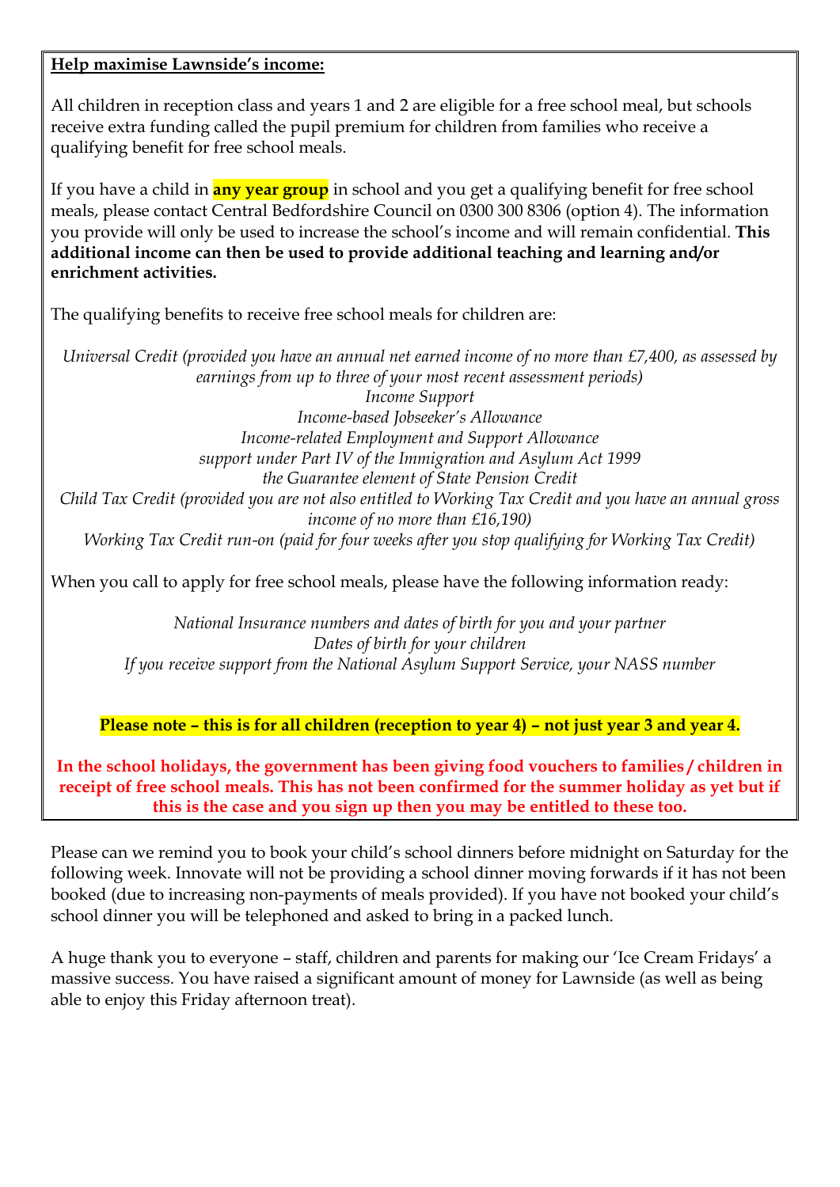**Help maximise Lawnside's income:**

All children in reception class and years 1 and 2 are eligible for a free school meal, but schools receive extra funding called the pupil premium for children from families who receive a qualifying benefit for free school meals.

If you have a child in **any year group** in school and you get a qualifying benefit for free school meals, please contact Central Bedfordshire Council on 0300 300 8306 (option 4). The information you provide will only be used to increase the school's income and will remain confidential. **This additional income can then be used to provide additional teaching and learning and/or enrichment activities.**

The qualifying benefits to receive free school meals for children are:

*Universal Credit (provided you have an annual net earned income of no more than £7,400, as assessed by earnings from up to three of your most recent assessment periods)*
*Income Support*
*Income-based Jobseeker's Allowance*
*Income-related Employment and Support Allowance*
*support under Part IV of the Immigration and Asylum Act 1999*
*the Guarantee element of State Pension Credit*
*Child Tax Credit (provided you are not also entitled to Working Tax Credit and you have an annual gross income of no more than £16,190)*
*Working Tax Credit run-on (paid for four weeks after you stop qualifying for Working Tax Credit)*

When you call to apply for free school meals, please have the following information ready:

*National Insurance numbers and dates of birth for you and your partner*
*Dates of birth for your children*
*If you receive support from the National Asylum Support Service, your NASS number*

**Please note – this is for all children (reception to year 4) – not just year 3 and year 4.**

**In the school holidays, the government has been giving food vouchers to families / children in receipt of free school meals. This has not been confirmed for the summer holiday as yet but if this is the case and you sign up then you may be entitled to these too.**

Please can we remind you to book your child's school dinners before midnight on Saturday for the following week. Innovate will not be providing a school dinner moving forwards if it has not been booked (due to increasing non-payments of meals provided). If you have not booked your child's school dinner you will be telephoned and asked to bring in a packed lunch.

A huge thank you to everyone – staff, children and parents for making our 'Ice Cream Fridays' a massive success. You have raised a significant amount of money for Lawnside (as well as being able to enjoy this Friday afternoon treat).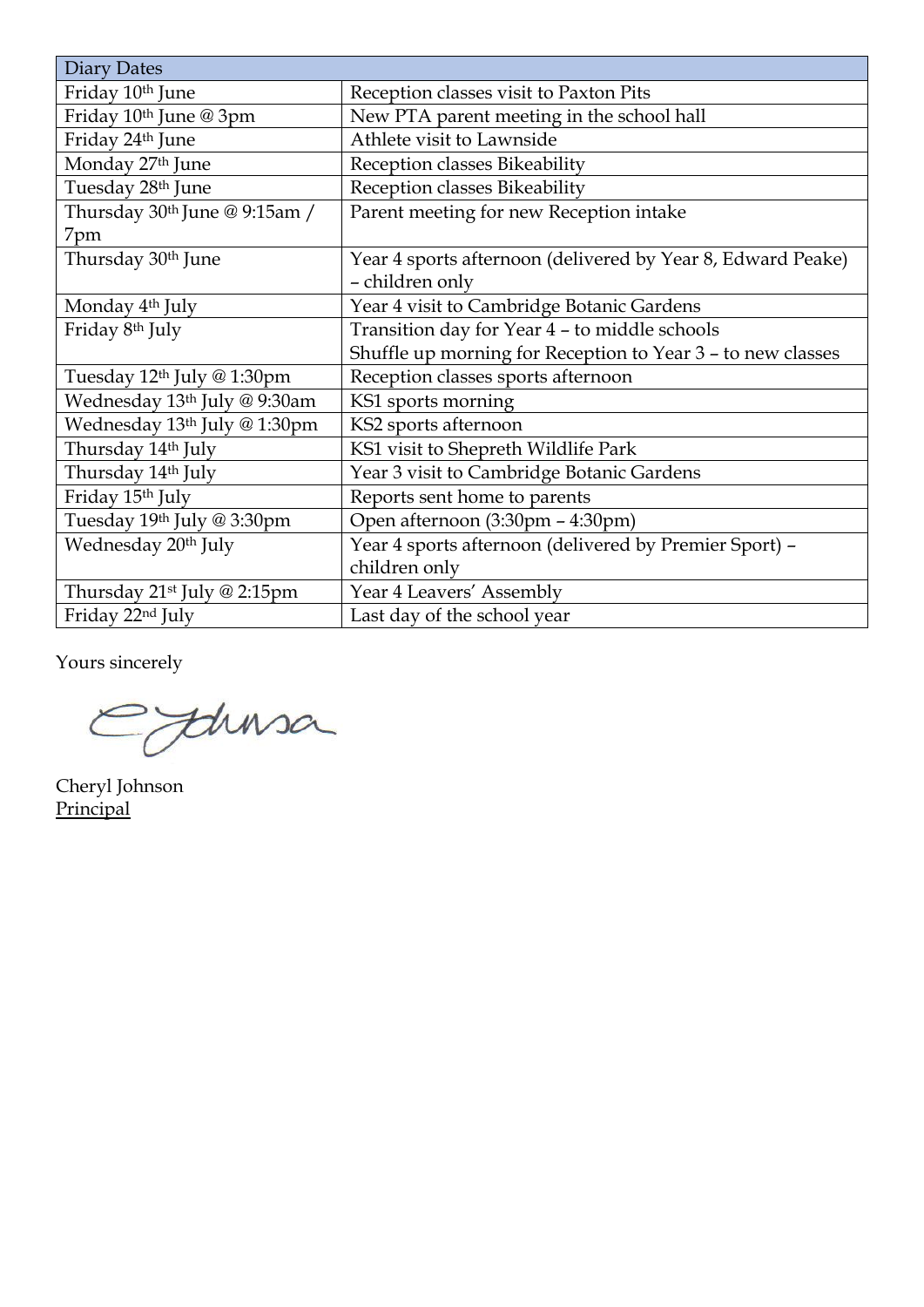| Diary Dates | |
|---|---|
| Friday 10th June | Reception classes visit to Paxton Pits |
| Friday 10th June @ 3pm | New PTA parent meeting in the school hall |
| Friday 24th June | Athlete visit to Lawnside |
| Monday 27th June | Reception classes Bikeability |
| Tuesday 28th June | Reception classes Bikeability |
| Thursday 30th June @ 9:15am / 7pm | Parent meeting for new Reception intake |
| Thursday 30th June | Year 4 sports afternoon (delivered by Year 8, Edward Peake) – children only |
| Monday 4th July | Year 4 visit to Cambridge Botanic Gardens |
| Friday 8th July | Transition day for Year 4 – to middle schools<br>Shuffle up morning for Reception to Year 3 – to new classes |
| Tuesday 12th July @ 1:30pm | Reception classes sports afternoon |
| Wednesday 13th July @ 9:30am | KS1 sports morning |
| Wednesday 13th July @ 1:30pm | KS2 sports afternoon |
| Thursday 14th July | KS1 visit to Shepreth Wildlife Park |
| Thursday 14th July | Year 3 visit to Cambridge Botanic Gardens |
| Friday 15th July | Reports sent home to parents |
| Tuesday 19th July @ 3:30pm | Open afternoon (3:30pm – 4:30pm) |
| Wednesday 20th July | Year 4 sports afternoon (delivered by Premier Sport) – children only |
| Thursday 21st July @ 2:15pm | Year 4 Leavers' Assembly |
| Friday 22nd July | Last day of the school year |

Yours sincerely

C Johnson

Cheryl Johnson
Principal